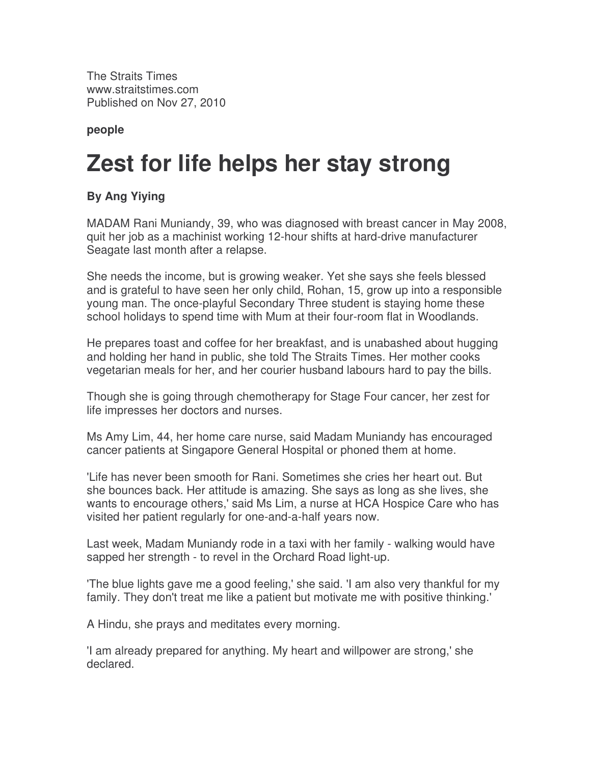The Straits Times
www.straitstimes.com
Published on Nov 27, 2010

**people**

# Zest for life helps her stay strong

**By Ang Yiying**

MADAM Rani Muniandy, 39, who was diagnosed with breast cancer in May 2008, quit her job as a machinist working 12-hour shifts at hard-drive manufacturer Seagate last month after a relapse.

She needs the income, but is growing weaker. Yet she says she feels blessed and is grateful to have seen her only child, Rohan, 15, grow up into a responsible young man. The once-playful Secondary Three student is staying home these school holidays to spend time with Mum at their four-room flat in Woodlands.

He prepares toast and coffee for her breakfast, and is unabashed about hugging and holding her hand in public, she told The Straits Times. Her mother cooks vegetarian meals for her, and her courier husband labours hard to pay the bills.

Though she is going through chemotherapy for Stage Four cancer, her zest for life impresses her doctors and nurses.

Ms Amy Lim, 44, her home care nurse, said Madam Muniandy has encouraged cancer patients at Singapore General Hospital or phoned them at home.

'Life has never been smooth for Rani. Sometimes she cries her heart out. But she bounces back. Her attitude is amazing. She says as long as she lives, she wants to encourage others,' said Ms Lim, a nurse at HCA Hospice Care who has visited her patient regularly for one-and-a-half years now.

Last week, Madam Muniandy rode in a taxi with her family - walking would have sapped her strength - to revel in the Orchard Road light-up.

'The blue lights gave me a good feeling,' she said. 'I am also very thankful for my family. They don't treat me like a patient but motivate me with positive thinking.'

A Hindu, she prays and meditates every morning.

'I am already prepared for anything. My heart and willpower are strong,' she declared.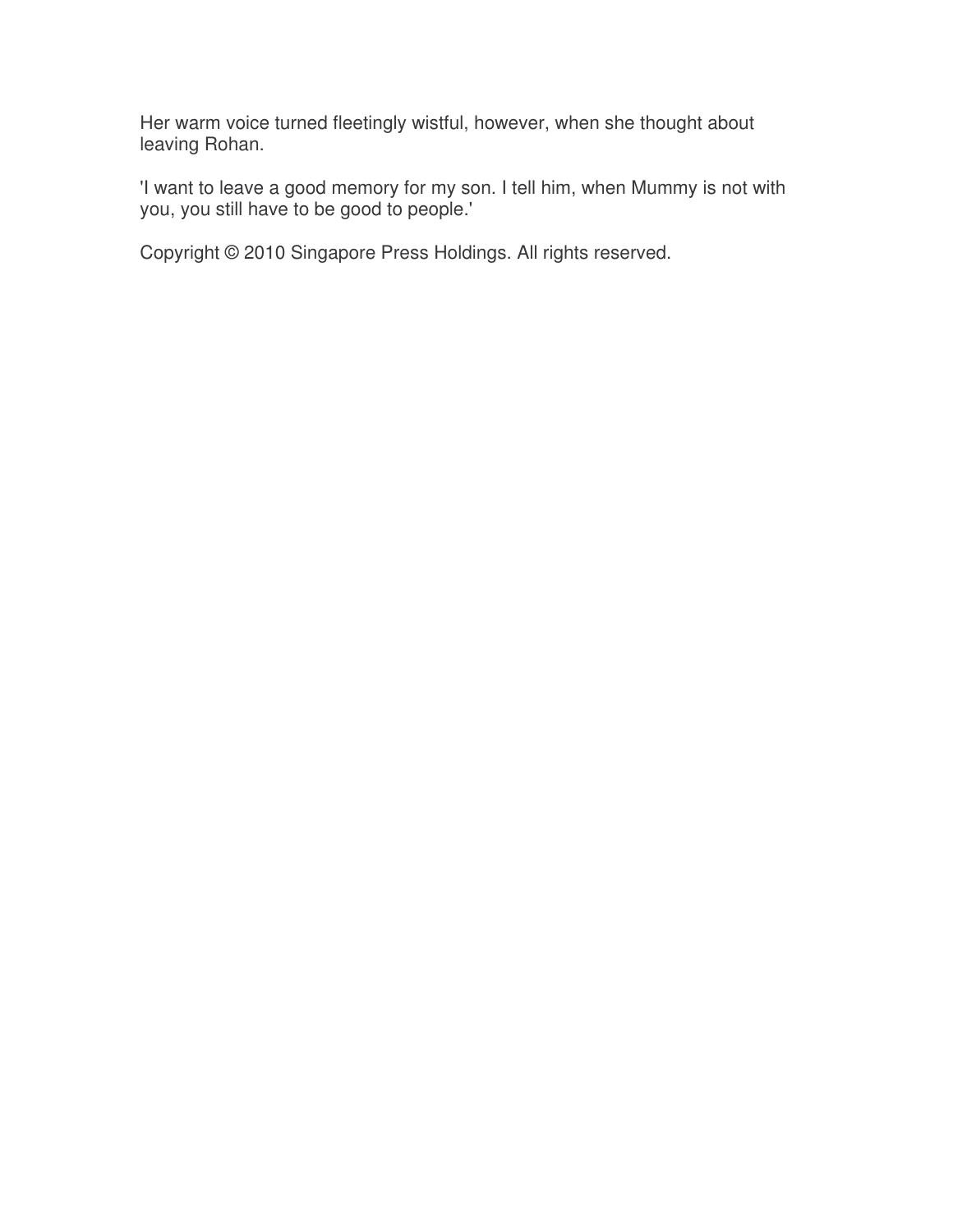Her warm voice turned fleetingly wistful, however, when she thought about leaving Rohan.

'I want to leave a good memory for my son. I tell him, when Mummy is not with you, you still have to be good to people.'

Copyright © 2010 Singapore Press Holdings. All rights reserved.